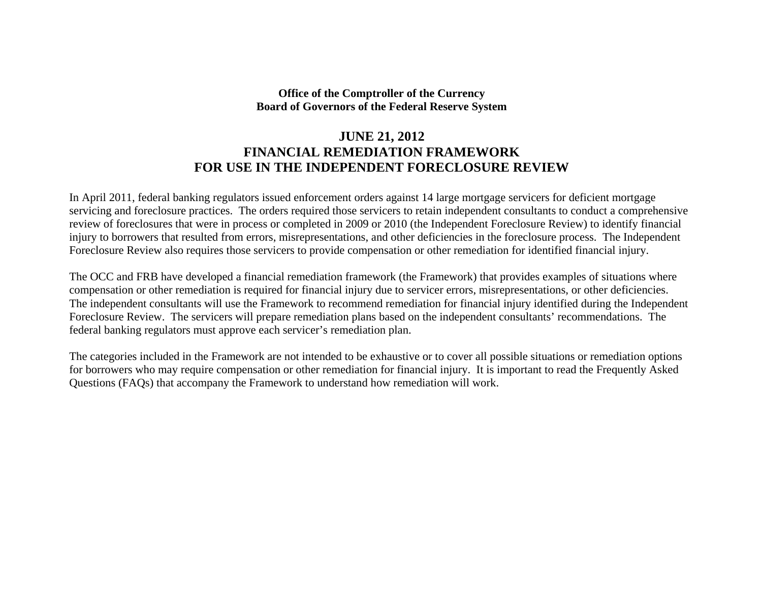**Office of the Comptroller of the Currency**
**Board of Governors of the Federal Reserve System**

# JUNE 21, 2012
# FINANCIAL REMEDIATION FRAMEWORK
# FOR USE IN THE INDEPENDENT FORECLOSURE REVIEW

In April 2011, federal banking regulators issued enforcement orders against 14 large mortgage servicers for deficient mortgage servicing and foreclosure practices. The orders required those servicers to retain independent consultants to conduct a comprehensive review of foreclosures that were in process or completed in 2009 or 2010 (the Independent Foreclosure Review) to identify financial injury to borrowers that resulted from errors, misrepresentations, and other deficiencies in the foreclosure process. The Independent Foreclosure Review also requires those servicers to provide compensation or other remediation for identified financial injury.

The OCC and FRB have developed a financial remediation framework (the Framework) that provides examples of situations where compensation or other remediation is required for financial injury due to servicer errors, misrepresentations, or other deficiencies. The independent consultants will use the Framework to recommend remediation for financial injury identified during the Independent Foreclosure Review. The servicers will prepare remediation plans based on the independent consultants' recommendations. The federal banking regulators must approve each servicer's remediation plan.

The categories included in the Framework are not intended to be exhaustive or to cover all possible situations or remediation options for borrowers who may require compensation or other remediation for financial injury. It is important to read the Frequently Asked Questions (FAQs) that accompany the Framework to understand how remediation will work.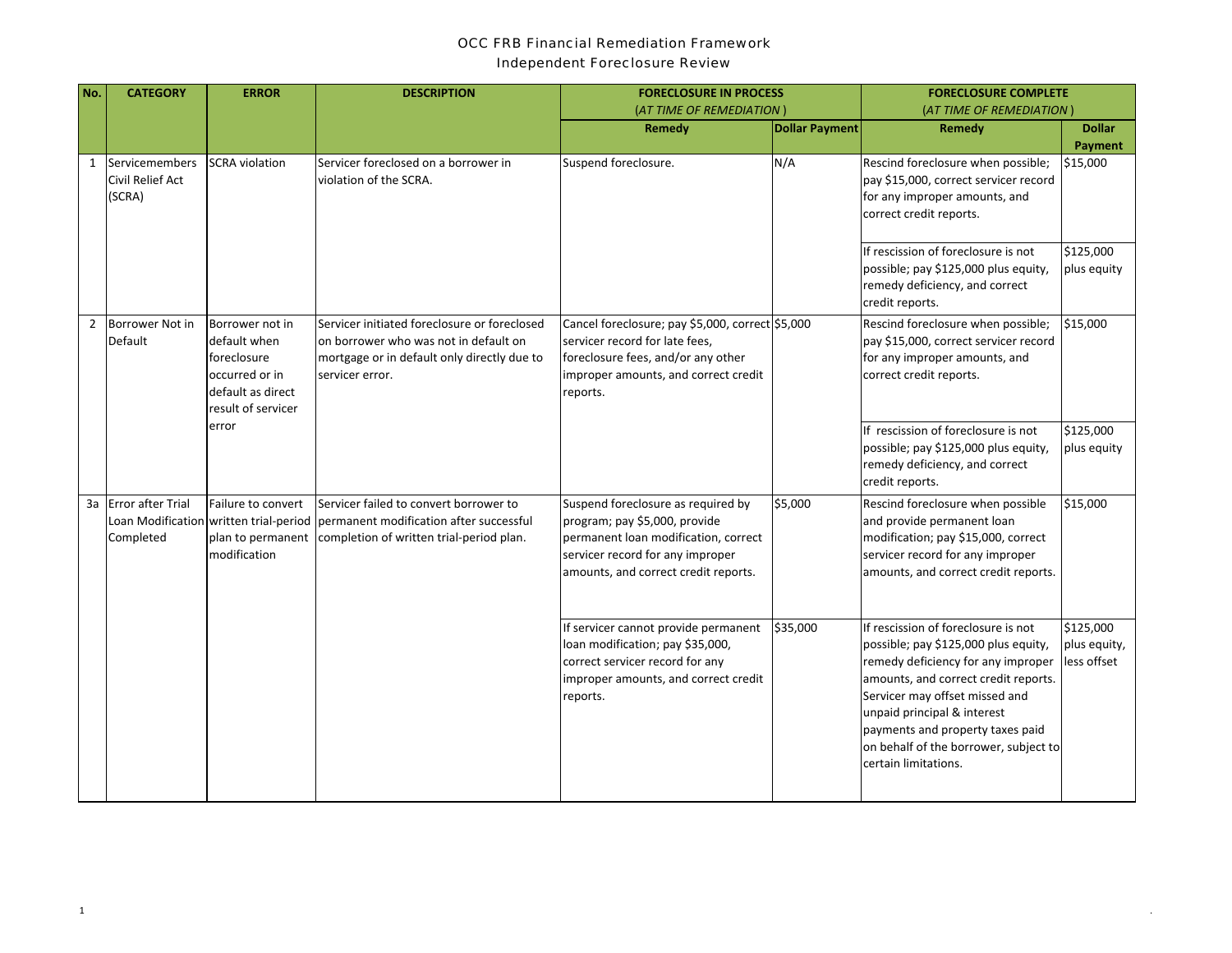# OCC FRB Financial Remediation Framework

## Independent Foreclosure Review

| No. | CATEGORY | ERROR | DESCRIPTION | FORECLOSURE IN PROCESS (*AT TIME OF REMEDIATION*) | | FORECLOSURE COMPLETE (*AT TIME OF REMEDIATION*) | |
|---|---|---|---|---|---|---|---|
| | | | | **Remedy** | **Dollar Payment** | **Remedy** | **Dollar Payment** |
| 1 | Servicemembers Civil Relief Act (SCRA) | SCRA violation | Servicer foreclosed on a borrower in violation of the SCRA. | Suspend foreclosure. | N/A | Rescind foreclosure when possible; pay $15,000, correct servicer record for any improper amounts, and correct credit reports. | $15,000 |
| | | | | | | If rescission of foreclosure is not possible; pay $125,000 plus equity, remedy deficiency, and correct credit reports. | $125,000 plus equity |
| 2 | Borrower Not in Default | Borrower not in default when foreclosure occurred or in default as direct result of servicer error | Servicer initiated foreclosure or foreclosed on borrower who was not in default on mortgage or in default only directly due to servicer error. | Cancel foreclosure; pay $5,000, correct servicer record for late fees, foreclosure fees, and/or any other improper amounts, and correct credit reports. | $5,000 | Rescind foreclosure when possible; pay $15,000, correct servicer record for any improper amounts, and correct credit reports. | $15,000 |
| | | | | | | If rescission of foreclosure is not possible; pay $125,000 plus equity, remedy deficiency, and correct credit reports. | $125,000 plus equity |
| 3a | Error after Trial Loan Modification Completed | Failure to convert written trial-period plan to permanent modification | Servicer failed to convert borrower to permanent modification after successful completion of written trial-period plan. | Suspend foreclosure as required by program; pay $5,000, provide permanent loan modification, correct servicer record for any improper amounts, and correct credit reports. | $5,000 | Rescind foreclosure when possible and provide permanent loan modification; pay $15,000, correct servicer record for any improper amounts, and correct credit reports. | $15,000 |
| | | | | If servicer cannot provide permanent loan modification; pay $35,000, correct servicer record for any improper amounts, and correct credit reports. | $35,000 | If rescission of foreclosure is not possible; pay $125,000 plus equity, remedy deficiency for any improper amounts, and correct credit reports. Servicer may offset missed and unpaid principal & interest payments and property taxes paid on behalf of the borrower, subject to certain limitations. | $125,000 plus equity, less offset |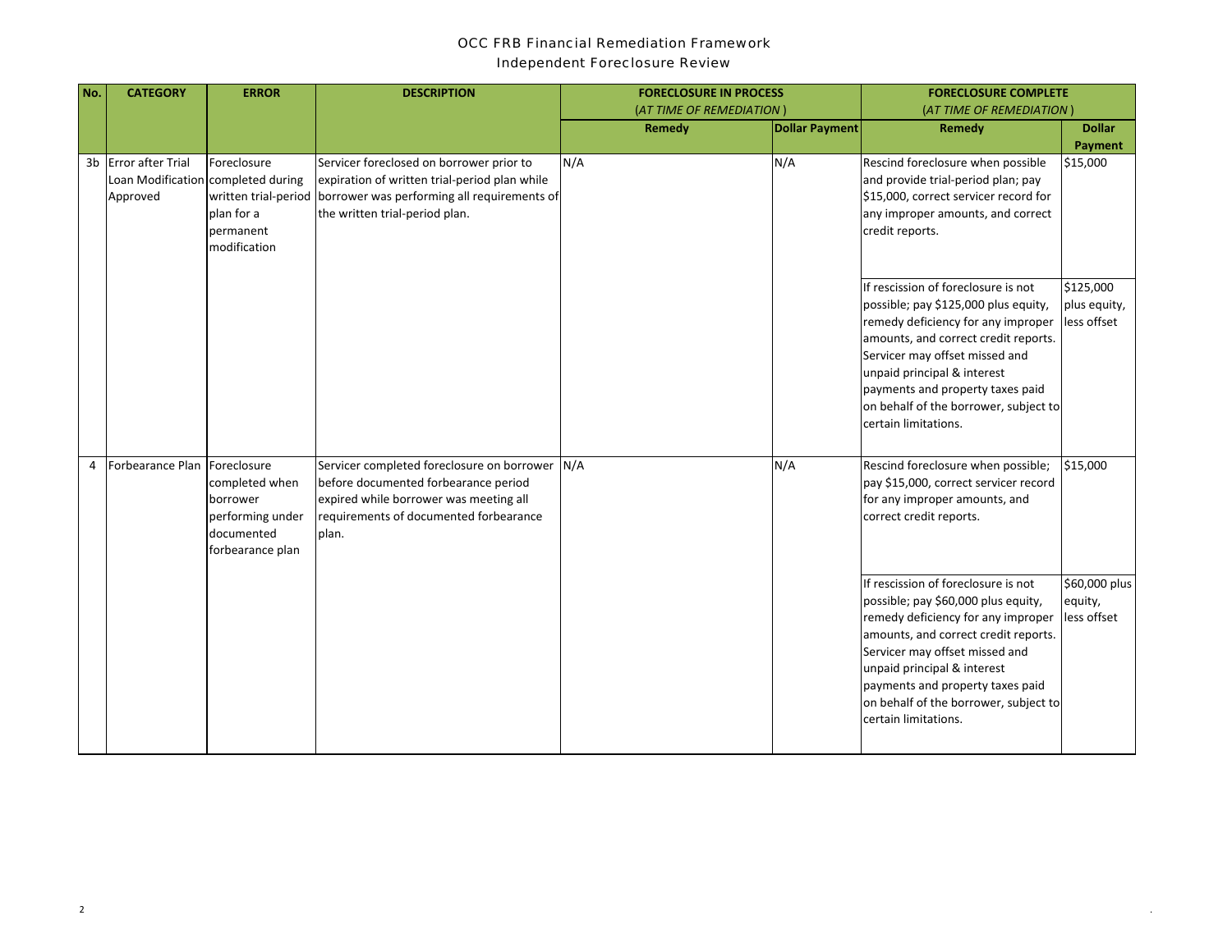# OCC FRB Financial Remediation Framework

## Independent Foreclosure Review

| No. | CATEGORY | ERROR | DESCRIPTION | FORECLOSURE IN PROCESS (*AT TIME OF REMEDIATION*) | | FORECLOSURE COMPLETE (*AT TIME OF REMEDIATION*) | |
|---|---|---|---|---|---|---|---|
| | | | | **Remedy** | **Dollar Payment** | **Remedy** | **Dollar Payment** |
| 3b | Error after Trial Loan Modification Approved | Foreclosure completed during written trial-period plan for a permanent modification | Servicer foreclosed on borrower prior to expiration of written trial-period plan while borrower was performing all requirements of the written trial-period plan. | N/A | N/A | Rescind foreclosure when possible and provide trial-period plan; pay $15,000, correct servicer record for any improper amounts, and correct credit reports. | $15,000 |
| | | | | | | If rescission of foreclosure is not possible; pay $125,000 plus equity, remedy deficiency for any improper amounts, and correct credit reports. Servicer may offset missed and unpaid principal & interest payments and property taxes paid on behalf of the borrower, subject to certain limitations. | $125,000 plus equity, less offset |
| 4 | Forbearance Plan | Foreclosure completed when borrower performing under documented forbearance plan | Servicer completed foreclosure on borrower before documented forbearance period expired while borrower was meeting all requirements of documented forbearance plan. | N/A | N/A | Rescind foreclosure when possible; pay $15,000, correct servicer record for any improper amounts, and correct credit reports. | $15,000 |
| | | | | | | If rescission of foreclosure is not possible; pay $60,000 plus equity, remedy deficiency for any improper amounts, and correct credit reports. Servicer may offset missed and unpaid principal & interest payments and property taxes paid on behalf of the borrower, subject to certain limitations. | $60,000 plus equity, less offset |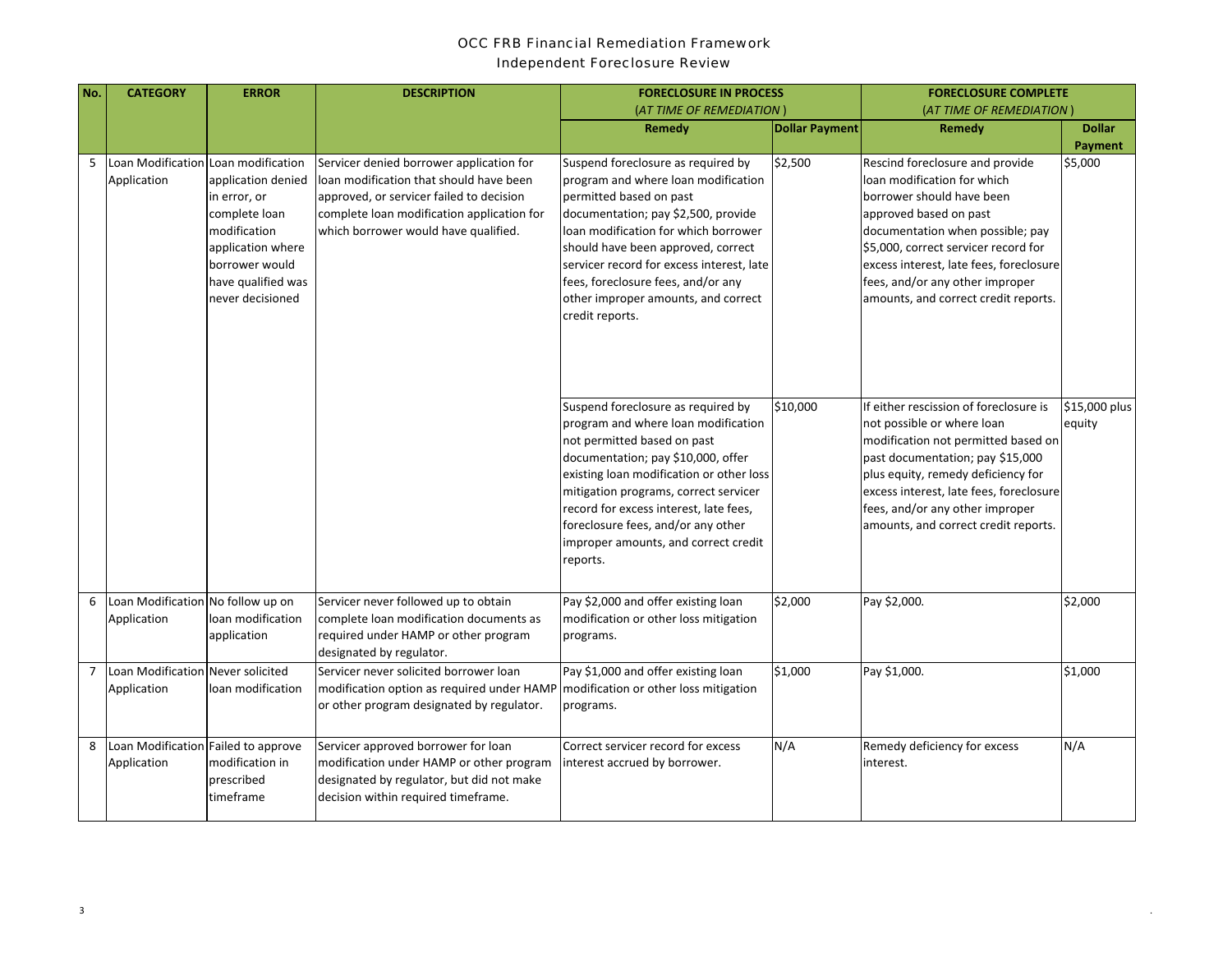# OCC FRB Financial Remediation Framework

## Independent Foreclosure Review

| No. | CATEGORY | ERROR | DESCRIPTION | FORECLOSURE IN PROCESS (*AT TIME OF REMEDIATION*) | | FORECLOSURE COMPLETE (*AT TIME OF REMEDIATION*) | |
|---|---|---|---|---|---|---|---|
| | | | | **Remedy** | **Dollar Payment** | **Remedy** | **Dollar Payment** |
| 5 | Loan Modification Application | Loan modification application denied in error, or complete loan modification application where borrower would have qualified was never decisioned | Servicer denied borrower application for loan modification that should have been approved, or servicer failed to decision complete loan modification application for which borrower would have qualified. | Suspend foreclosure as required by program and where loan modification permitted based on past documentation; pay $2,500, provide loan modification for which borrower should have been approved, correct servicer record for excess interest, late fees, foreclosure fees, and/or any other improper amounts, and correct credit reports. | $2,500 | Rescind foreclosure and provide loan modification for which borrower should have been approved based on past documentation when possible; pay $5,000, correct servicer record for excess interest, late fees, foreclosure fees, and/or any other improper amounts, and correct credit reports. | $5,000 |
| | | | | Suspend foreclosure as required by program and where loan modification not permitted based on past documentation; pay $10,000, offer existing loan modification or other loss mitigation programs, correct servicer record for excess interest, late fees, foreclosure fees, and/or any other improper amounts, and correct credit reports. | $10,000 | If either rescission of foreclosure is not possible or where loan modification not permitted based on past documentation; pay $15,000 plus equity, remedy deficiency for excess interest, late fees, foreclosure fees, and/or any other improper amounts, and correct credit reports. | $15,000 plus equity |
| 6 | Loan Modification Application | No follow up on loan modification application | Servicer never followed up to obtain complete loan modification documents as required under HAMP or other program designated by regulator. | Pay $2,000 and offer existing loan modification or other loss mitigation programs. | $2,000 | Pay $2,000. | $2,000 |
| 7 | Loan Modification Application | Never solicited loan modification | Servicer never solicited borrower loan modification option as required under HAMP or other program designated by regulator. | Pay $1,000 and offer existing loan modification or other loss mitigation programs. | $1,000 | Pay $1,000. | $1,000 |
| 8 | Loan Modification Application | Failed to approve modification in prescribed timeframe | Servicer approved borrower for loan modification under HAMP or other program designated by regulator, but did not make decision within required timeframe. | Correct servicer record for excess interest accrued by borrower. | N/A | Remedy deficiency for excess interest. | N/A |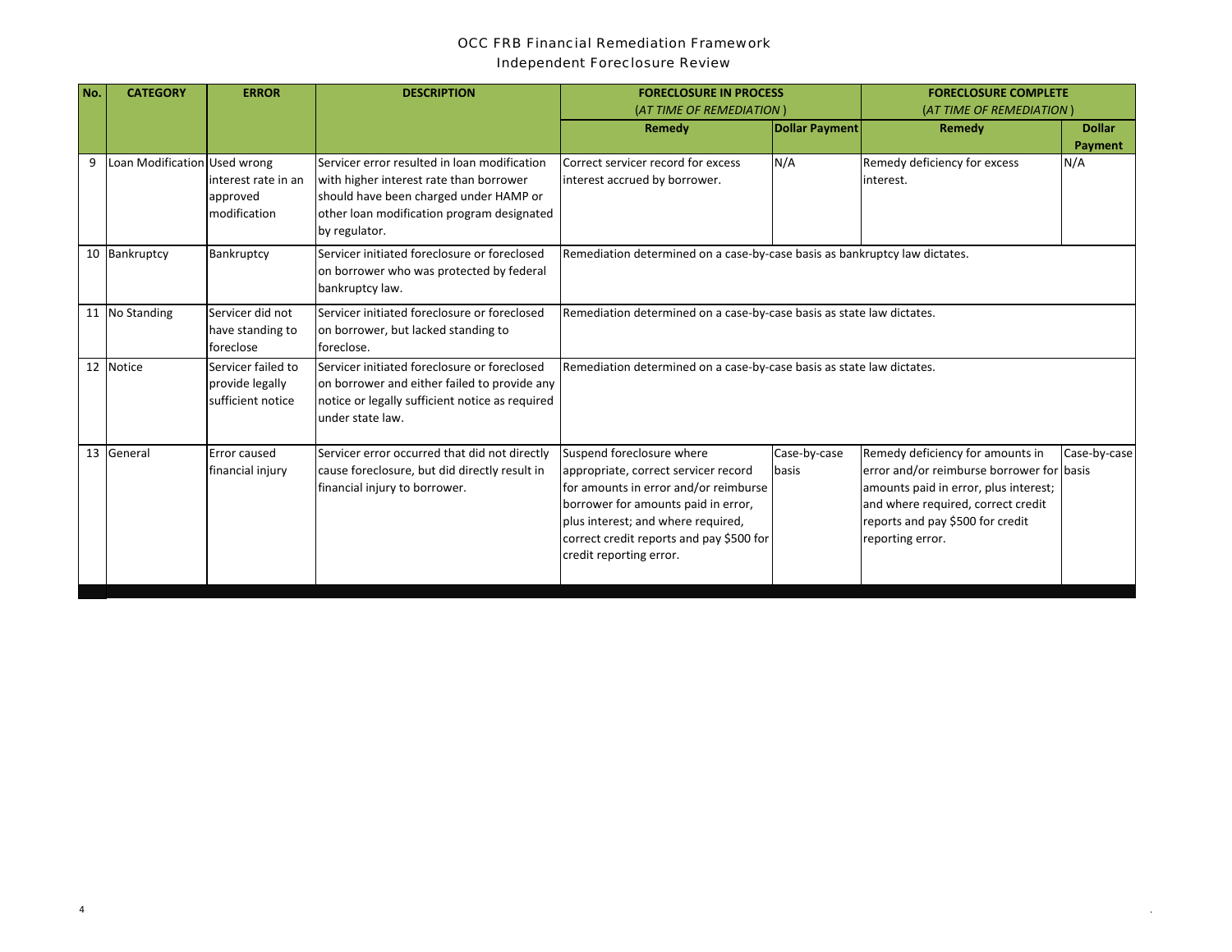## OCC FRB Financial Remediation Framework

### Independent Foreclosure Review

| No. | CATEGORY | ERROR | DESCRIPTION | FORECLOSURE IN PROCESS (*AT TIME OF REMEDIATION*) | | FORECLOSURE COMPLETE (*AT TIME OF REMEDIATION*) | |
|---|---|---|---|---|---|---|---|
| | | | | **Remedy** | **Dollar Payment** | **Remedy** | **Dollar Payment** |
| 9 | Loan Modification | Used wrong interest rate in an approved modification | Servicer error resulted in loan modification with higher interest rate than borrower should have been charged under HAMP or other loan modification program designated by regulator. | Correct servicer record for excess interest accrued by borrower. | N/A | Remedy deficiency for excess interest. | N/A |
| 10 | Bankruptcy | Bankruptcy | Servicer initiated foreclosure or foreclosed on borrower who was protected by federal bankruptcy law. | Remediation determined on a case-by-case basis as bankruptcy law dictates. | | | |
| 11 | No Standing | Servicer did not have standing to foreclose | Servicer initiated foreclosure or foreclosed on borrower, but lacked standing to foreclose. | Remediation determined on a case-by-case basis as state law dictates. | | | |
| 12 | Notice | Servicer failed to provide legally sufficient notice | Servicer initiated foreclosure or foreclosed on borrower and either failed to provide any notice or legally sufficient notice as required under state law. | Remediation determined on a case-by-case basis as state law dictates. | | | |
| 13 | General | Error caused financial injury | Servicer error occurred that did not directly cause foreclosure, but did directly result in financial injury to borrower. | Suspend foreclosure where appropriate, correct servicer record for amounts in error and/or reimburse borrower for amounts paid in error, plus interest; and where required, correct credit reports and pay $500 for credit reporting error. | Case-by-case basis | Remedy deficiency for amounts in error and/or reimburse borrower for amounts paid in error, plus interest; and where required, correct credit reports and pay $500 for credit reporting error. | Case-by-case basis |